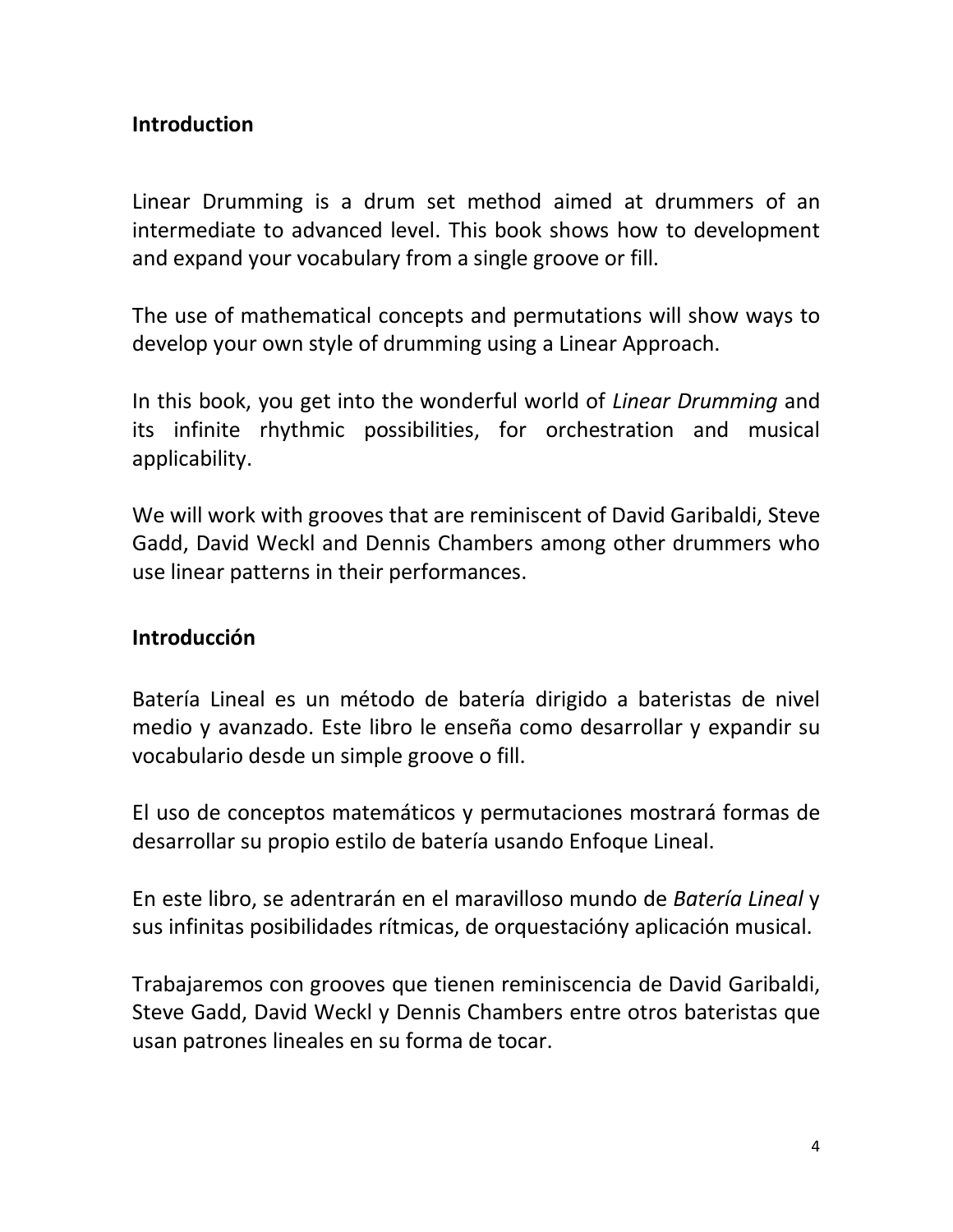## Introduction

Linear Drumming is a drum set method aimed at drummers of an intermediate to advanced level. This book shows how to development and expand your vocabulary from a single groove or fill.

The use of mathematical concepts and permutations will show ways to develop your own style of drumming using a Linear Approach.

In this book, you get into the wonderful world of *Linear Drumming* and its infinite rhythmic possibilities, for orchestration and musical applicability.

We will work with grooves that are reminiscent of David Garibaldi, Steve Gadd, David Weckl and Dennis Chambers among other drummers who use linear patterns in their performances.

## Introducción

Batería Lineal es un método de batería dirigido a bateristas de nivel medio y avanzado. Este libro le enseña como desarrollar y expandir su vocabulario desde un simple groove o fill.

El uso de conceptos matemáticos y permutaciones mostrará formas de desarrollar su propio estilo de batería usando Enfoque Lineal.

En este libro, se adentrarán en el maravilloso mundo de *Batería Lineal* y sus infinitas posibilidades rítmicas, de orquestacióny aplicación musical.

Trabajaremos con grooves que tienen reminiscencia de David Garibaldi, Steve Gadd, David Weckl y Dennis Chambers entre otros bateristas que usan patrones lineales en su forma de tocar.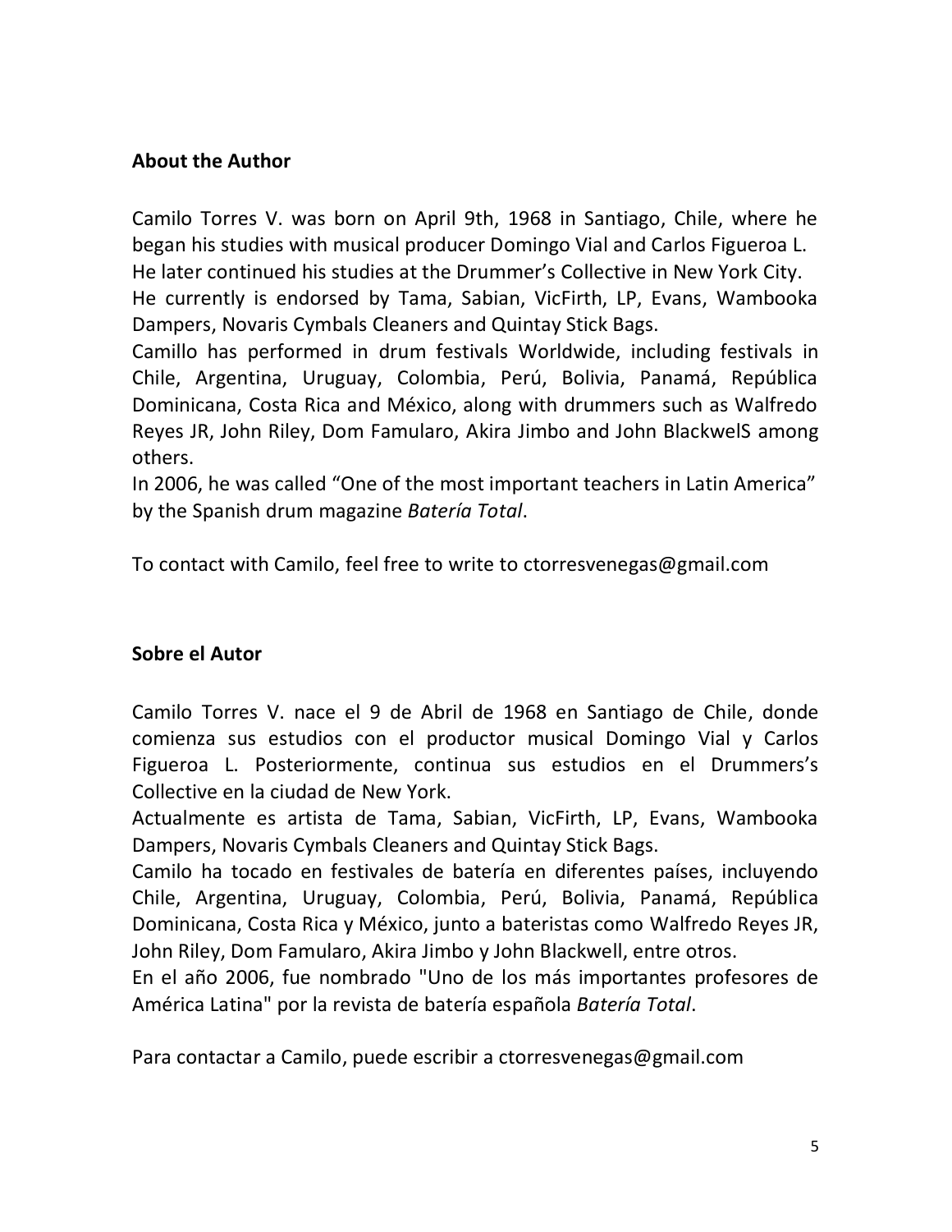## About the Author

Camilo Torres V. was born on April 9th, 1968 in Santiago, Chile, where he began his studies with musical producer Domingo Vial and Carlos Figueroa L. He later continued his studies at the Drummer's Collective in New York City. He currently is endorsed by Tama, Sabian, VicFirth, LP, Evans, Wambooka Dampers, Novaris Cymbals Cleaners and Quintay Stick Bags. Camillo has performed in drum festivals Worldwide, including festivals in Chile, Argentina, Uruguay, Colombia, Perú, Bolivia, Panamá, República Dominicana, Costa Rica and México, along with drummers such as Walfredo Reyes JR, John Riley, Dom Famularo, Akira Jimbo and John BlackwelS among others.
In 2006, he was called "One of the most important teachers in Latin America" by the Spanish drum magazine *Batería Total*.

To contact with Camilo, feel free to write to ctorresvenegas@gmail.com

## Sobre el Autor

Camilo Torres V. nace el 9 de Abril de 1968 en Santiago de Chile, donde comienza sus estudios con el productor musical Domingo Vial y Carlos Figueroa L. Posteriormente, continua sus estudios en el Drummers's Collective en la ciudad de New York.
Actualmente es artista de Tama, Sabian, VicFirth, LP, Evans, Wambooka Dampers, Novaris Cymbals Cleaners and Quintay Stick Bags.
Camilo ha tocado en festivales de batería en diferentes países, incluyendo Chile, Argentina, Uruguay, Colombia, Perú, Bolivia, Panamá, República Dominicana, Costa Rica y México, junto a bateristas como Walfredo Reyes JR, John Riley, Dom Famularo, Akira Jimbo y John Blackwell, entre otros.
En el año 2006, fue nombrado "Uno de los más importantes profesores de América Latina" por la revista de batería española *Batería Total*.

Para contactar a Camilo, puede escribir a ctorresvenegas@gmail.com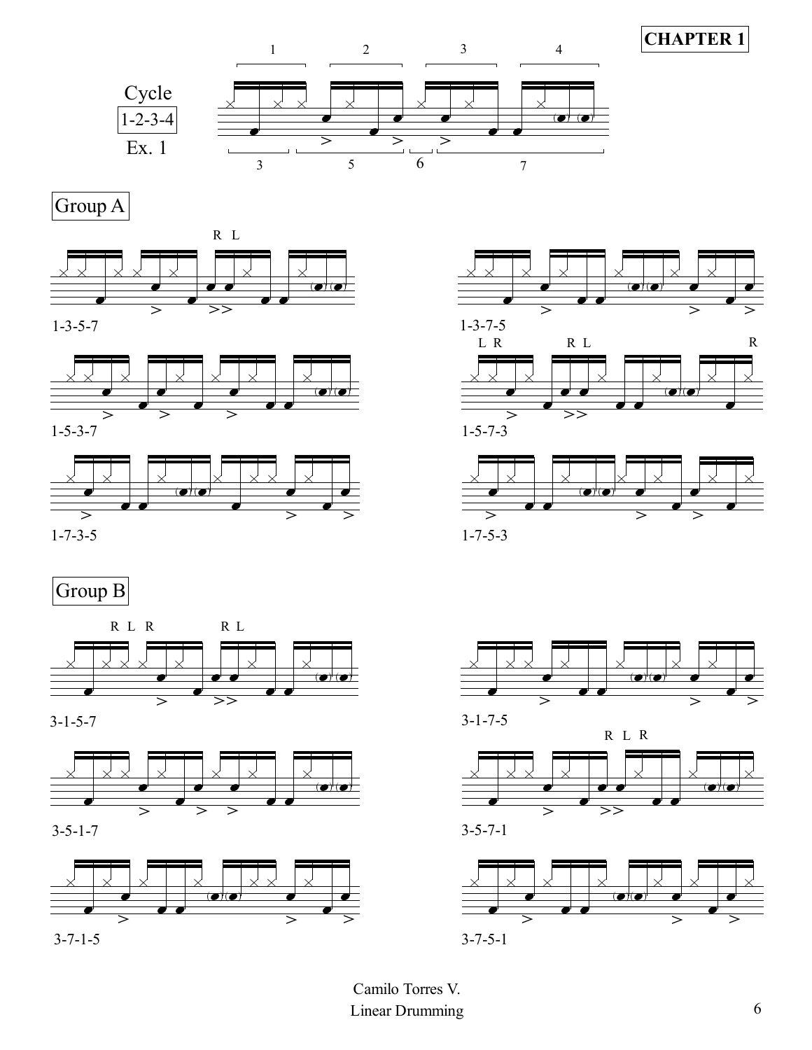**CHAPTER 1**

Cycle
1-2-3-4
Ex. 1

1 2 3 4

3 5 6 7

## Group A

R L

1-3-5-7

1-3-7-5

L R R L R

1-5-3-7

1-5-7-3

1-7-3-5

1-7-5-3

## Group B

R L R R L

3-1-5-7

3-1-7-5

R L R

3-5-1-7

3-5-7-1

3-7-1-5

3-7-5-1

Camilo Torres V.
Linear Drumming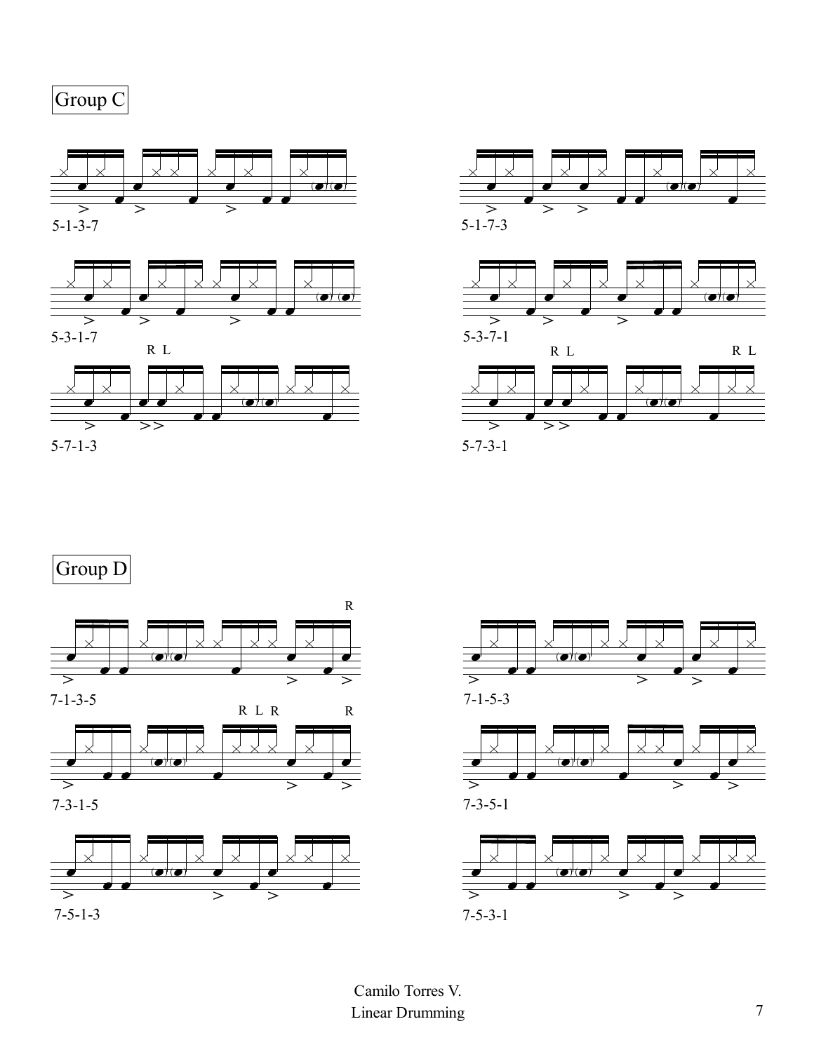## Group C

5-1-3-7

5-1-7-3

5-3-1-7

5-3-7-1

5-7-1-3

5-7-3-1

## Group D

7-1-3-5

7-1-5-3

7-3-1-5

7-3-5-1

7-5-1-3

7-5-3-1

Camilo Torres V.
Linear Drumming